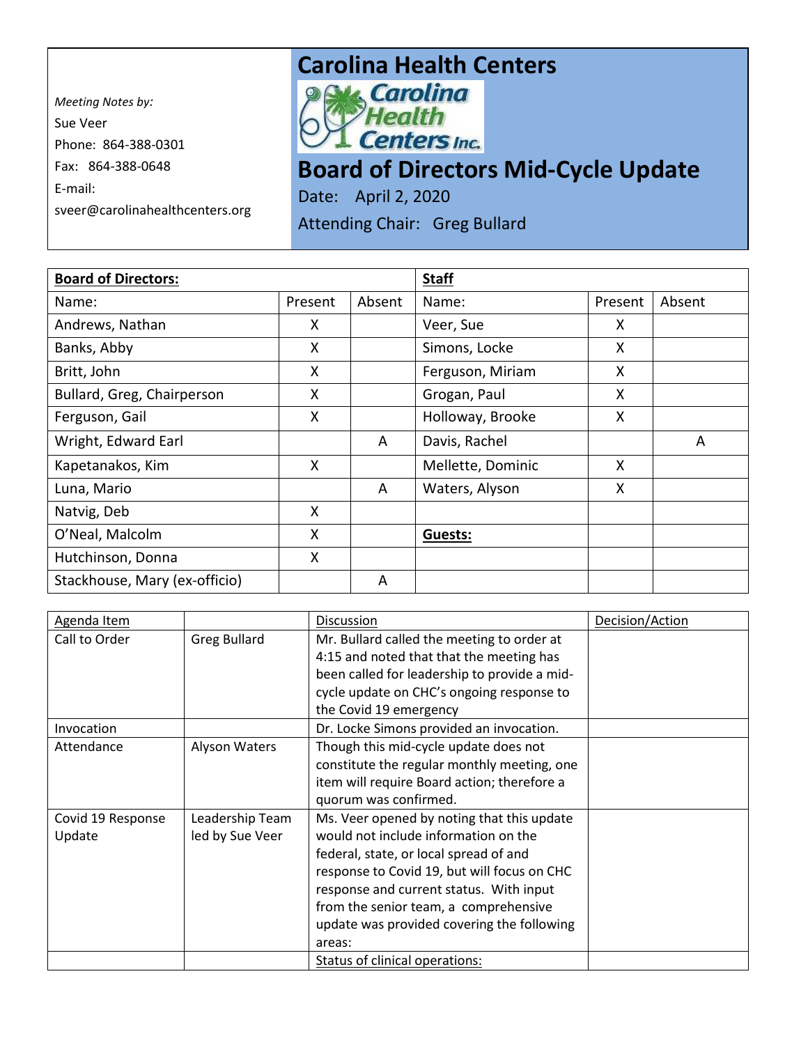*Meeting Notes by:*
Sue Veer
Phone: 864-388-0301
Fax: 864-388-0648
E-mail:
sveer@carolinahealthcenters.org

# Carolina Health Centers

Carolina Health Centers Inc.

# Board of Directors Mid-Cycle Update

Date: April 2, 2020

Attending Chair: Greg Bullard

| **Board of Directors:** | | | **Staff** | | |
|---|---|---|---|---|---|
| Name: | Present | Absent | Name: | Present | Absent |
| Andrews, Nathan | X | | Veer, Sue | X | |
| Banks, Abby | X | | Simons, Locke | X | |
| Britt, John | X | | Ferguson, Miriam | X | |
| Bullard, Greg, Chairperson | X | | Grogan, Paul | X | |
| Ferguson, Gail | X | | Holloway, Brooke | X | |
| Wright, Edward Earl | | A | Davis, Rachel | | A |
| Kapetanakos, Kim | X | | Mellette, Dominic | X | |
| Luna, Mario | | A | Waters, Alyson | X | |
| Natvig, Deb | X | | | | |
| O'Neal, Malcolm | X | | **Guests:** | | |
| Hutchinson, Donna | X | | | | |
| Stackhouse, Mary (ex-officio) | | A | | | |

| Agenda Item | | Discussion | Decision/Action |
|---|---|---|---|
| Call to Order | Greg Bullard | Mr. Bullard called the meeting to order at 4:15 and noted that that the meeting has been called for leadership to provide a mid-cycle update on CHC's ongoing response to the Covid 19 emergency | |
| Invocation | | Dr. Locke Simons provided an invocation. | |
| Attendance | Alyson Waters | Though this mid-cycle update does not constitute the regular monthly meeting, one item will require Board action; therefore a quorum was confirmed. | |
| Covid 19 Response Update | Leadership Team led by Sue Veer | Ms. Veer opened by noting that this update would not include information on the federal, state, or local spread of and response to Covid 19, but will focus on CHC response and current status. With input from the senior team, a comprehensive update was provided covering the following areas: | |
| | | Status of clinical operations: | |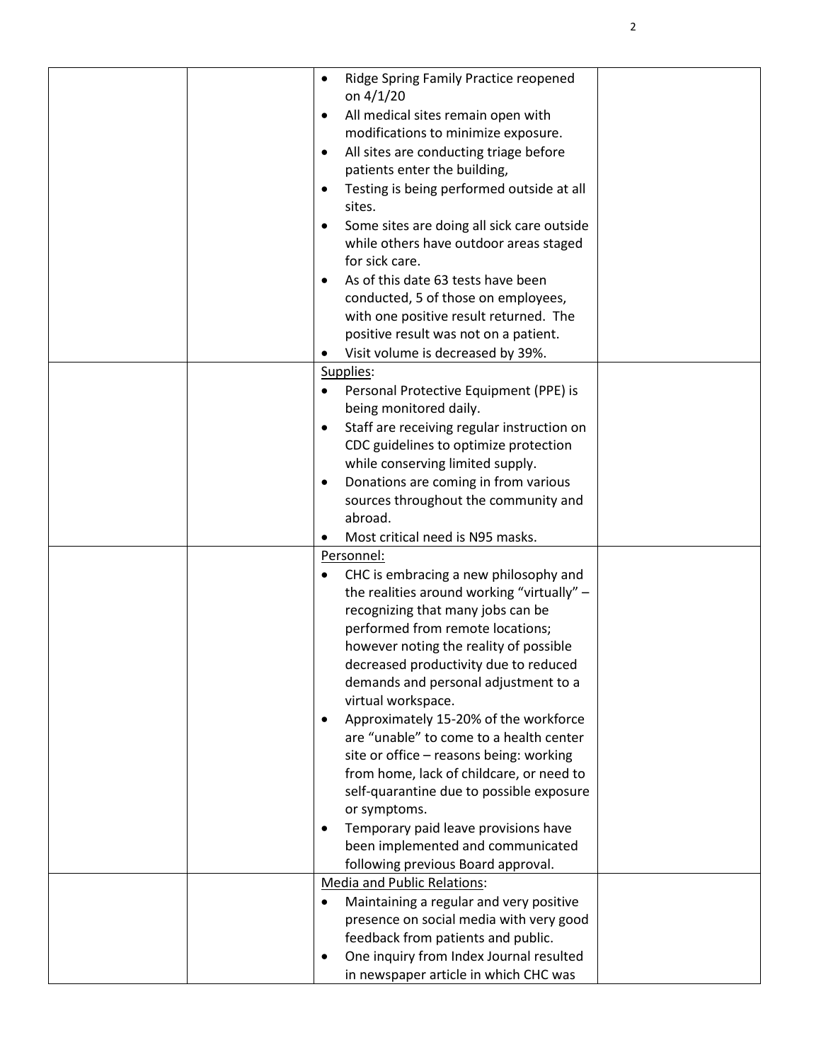| | | | |
|---|---|---|---|
| | | • Ridge Spring Family Practice reopened on 4/1/20<br>• All medical sites remain open with modifications to minimize exposure.<br>• All sites are conducting triage before patients enter the building,<br>• Testing is being performed outside at all sites.<br>• Some sites are doing all sick care outside while others have outdoor areas staged for sick care.<br>• As of this date 63 tests have been conducted, 5 of those on employees, with one positive result returned. The positive result was not on a patient.<br>• Visit volume is decreased by 39%. | |
| | | <u>Supplies</u>:<br>• Personal Protective Equipment (PPE) is being monitored daily.<br>• Staff are receiving regular instruction on CDC guidelines to optimize protection while conserving limited supply.<br>• Donations are coming in from various sources throughout the community and abroad.<br>• Most critical need is N95 masks. | |
| | | <u>Personnel:</u><br>• CHC is embracing a new philosophy and the realities around working "virtually" – recognizing that many jobs can be performed from remote locations; however noting the reality of possible decreased productivity due to reduced demands and personal adjustment to a virtual workspace.<br>• Approximately 15-20% of the workforce are "unable" to come to a health center site or office – reasons being: working from home, lack of childcare, or need to self-quarantine due to possible exposure or symptoms.<br>• Temporary paid leave provisions have been implemented and communicated following previous Board approval. | |
| | | <u>Media and Public Relations</u>:<br>• Maintaining a regular and very positive presence on social media with very good feedback from patients and public.<br>• One inquiry from Index Journal resulted in newspaper article in which CHC was | |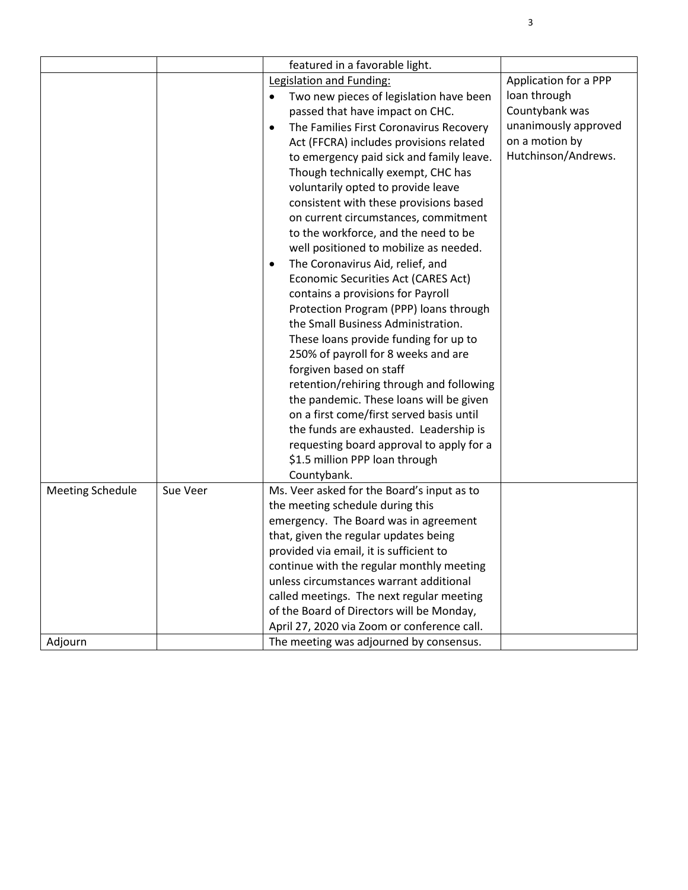| | | | |
|---|---|---|---|
| | | featured in a favorable light. | |
| | | Legislation and Funding:<br>• Two new pieces of legislation have been passed that have impact on CHC.<br>• The Families First Coronavirus Recovery Act (FFCRA) includes provisions related to emergency paid sick and family leave. Though technically exempt, CHC has voluntarily opted to provide leave consistent with these provisions based on current circumstances, commitment to the workforce, and the need to be well positioned to mobilize as needed.<br>• The Coronavirus Aid, relief, and Economic Securities Act (CARES Act) contains a provisions for Payroll Protection Program (PPP) loans through the Small Business Administration. These loans provide funding for up to 250% of payroll for 8 weeks and are forgiven based on staff retention/rehiring through and following the pandemic. These loans will be given on a first come/first served basis until the funds are exhausted. Leadership is requesting board approval to apply for a \$1.5 million PPP loan through Countybank. | Application for a PPP loan through Countybank was unanimously approved on a motion by Hutchinson/Andrews. |
| Meeting Schedule | Sue Veer | Ms. Veer asked for the Board's input as to the meeting schedule during this emergency. The Board was in agreement that, given the regular updates being provided via email, it is sufficient to continue with the regular monthly meeting unless circumstances warrant additional called meetings. The next regular meeting of the Board of Directors will be Monday, April 27, 2020 via Zoom or conference call. | |
| Adjourn | | The meeting was adjourned by consensus. | |